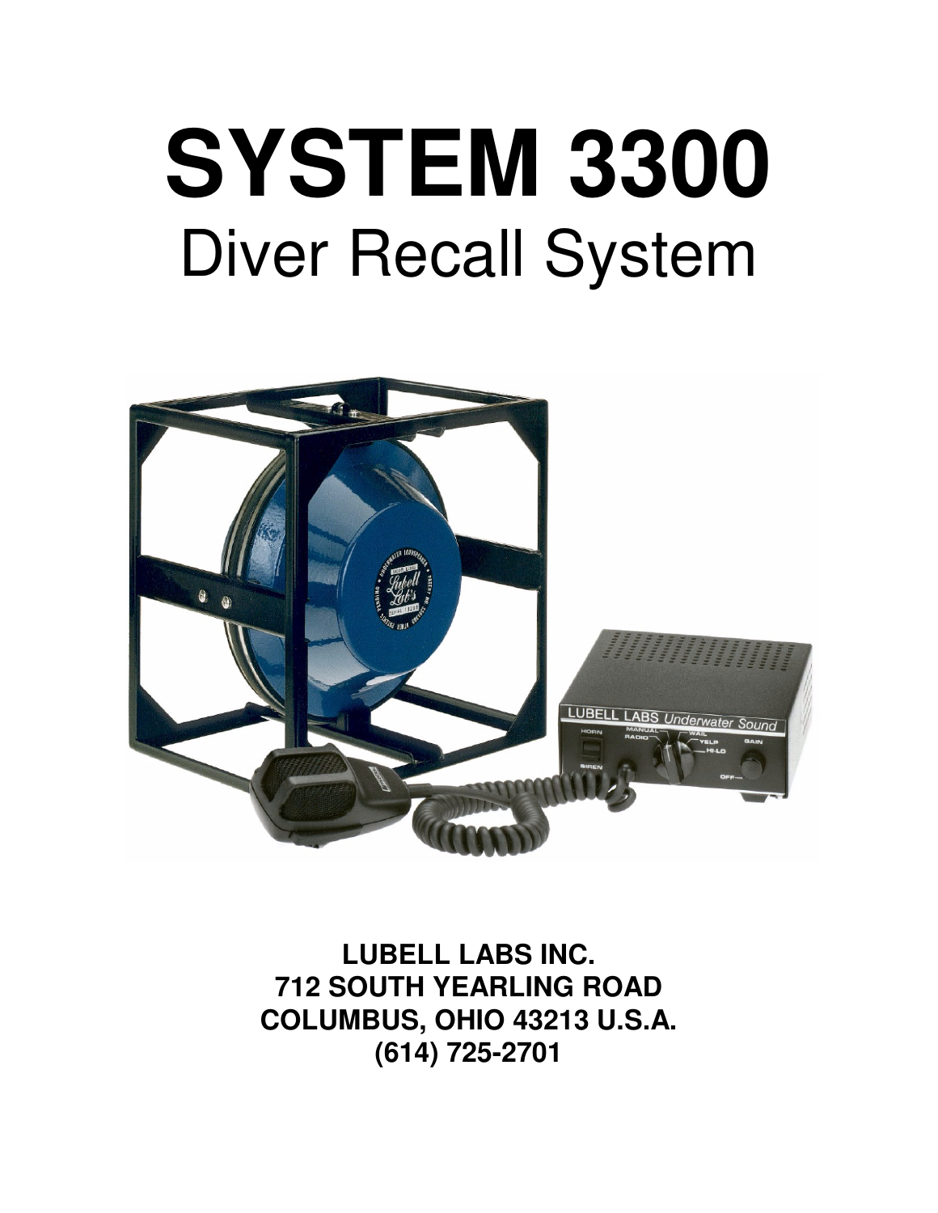# SYSTEM 3300

## Diver Recall System

**LUBELL LABS INC.**
**712 SOUTH YEARLING ROAD**
**COLUMBUS, OHIO 43213 U.S.A.**
**(614) 725-2701**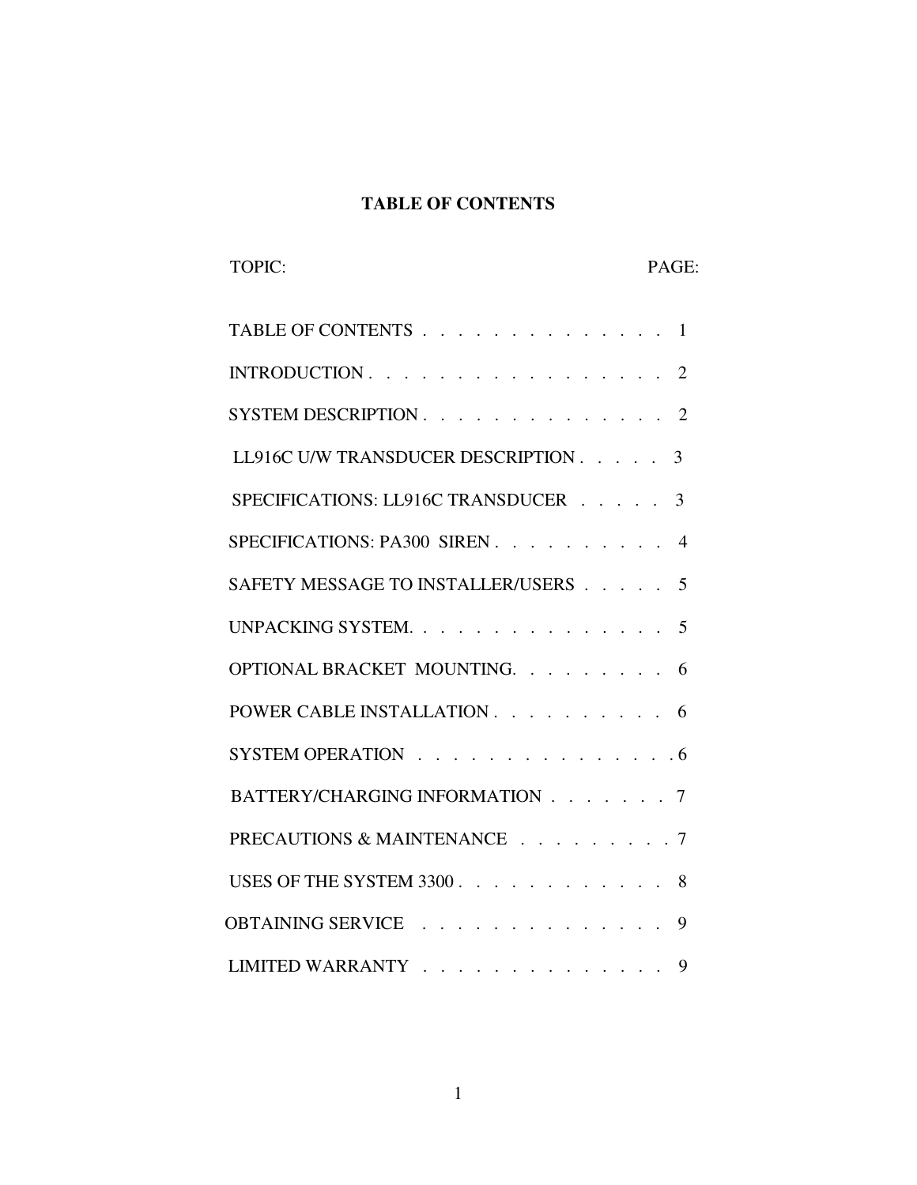# TABLE OF CONTENTS

| TOPIC: | PAGE: |
|---|---|
| TABLE OF CONTENTS | 1 |
| INTRODUCTION | 2 |
| SYSTEM DESCRIPTION | 2 |
| LL916C U/W TRANSDUCER DESCRIPTION | 3 |
| SPECIFICATIONS: LL916C TRANSDUCER | 3 |
| SPECIFICATIONS: PA300 SIREN | 4 |
| SAFETY MESSAGE TO INSTALLER/USERS | 5 |
| UNPACKING SYSTEM. | 5 |
| OPTIONAL BRACKET MOUNTING. | 6 |
| POWER CABLE INSTALLATION | 6 |
| SYSTEM OPERATION | 6 |
| BATTERY/CHARGING INFORMATION | 7 |
| PRECAUTIONS & MAINTENANCE | 7 |
| USES OF THE SYSTEM 3300 | 8 |
| OBTAINING SERVICE | 9 |
| LIMITED WARRANTY | 9 |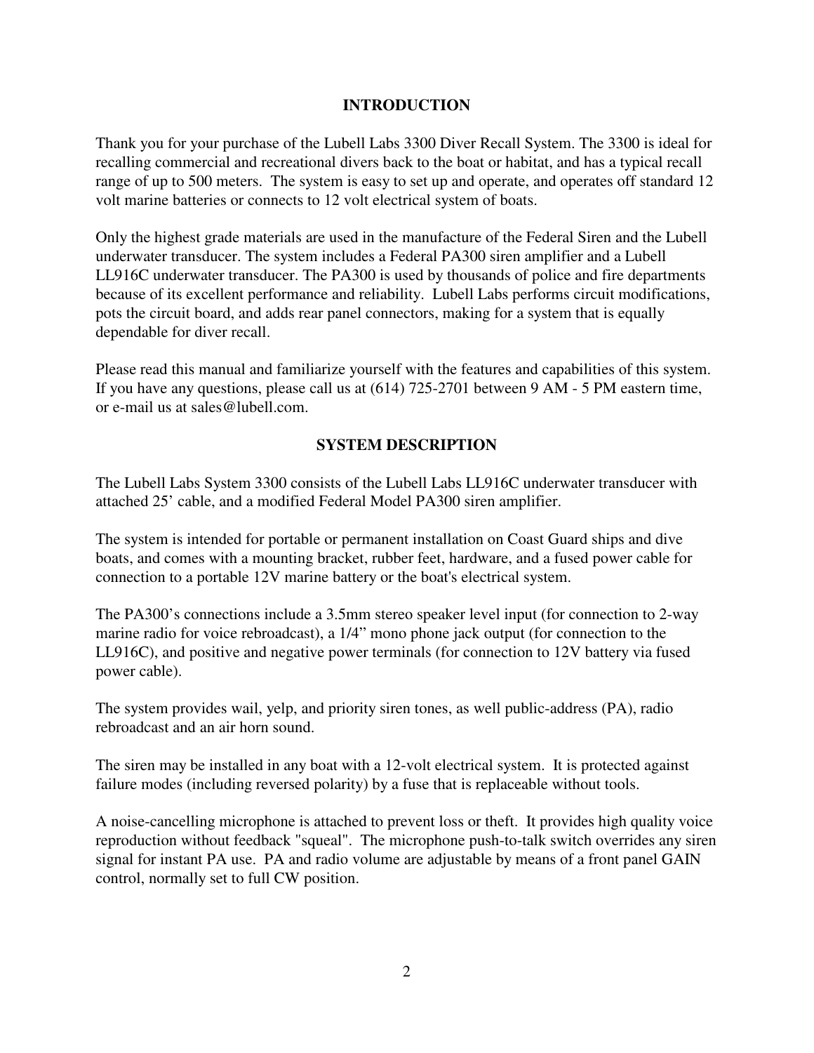## INTRODUCTION

Thank you for your purchase of the Lubell Labs 3300 Diver Recall System. The 3300 is ideal for recalling commercial and recreational divers back to the boat or habitat, and has a typical recall range of up to 500 meters. The system is easy to set up and operate, and operates off standard 12 volt marine batteries or connects to 12 volt electrical system of boats.

Only the highest grade materials are used in the manufacture of the Federal Siren and the Lubell underwater transducer. The system includes a Federal PA300 siren amplifier and a Lubell LL916C underwater transducer. The PA300 is used by thousands of police and fire departments because of its excellent performance and reliability. Lubell Labs performs circuit modifications, pots the circuit board, and adds rear panel connectors, making for a system that is equally dependable for diver recall.

Please read this manual and familiarize yourself with the features and capabilities of this system. If you have any questions, please call us at (614) 725-2701 between 9 AM - 5 PM eastern time, or e-mail us at sales@lubell.com.

## SYSTEM DESCRIPTION

The Lubell Labs System 3300 consists of the Lubell Labs LL916C underwater transducer with attached 25' cable, and a modified Federal Model PA300 siren amplifier.

The system is intended for portable or permanent installation on Coast Guard ships and dive boats, and comes with a mounting bracket, rubber feet, hardware, and a fused power cable for connection to a portable 12V marine battery or the boat's electrical system.

The PA300's connections include a 3.5mm stereo speaker level input (for connection to 2-way marine radio for voice rebroadcast), a 1/4" mono phone jack output (for connection to the LL916C), and positive and negative power terminals (for connection to 12V battery via fused power cable).

The system provides wail, yelp, and priority siren tones, as well public-address (PA), radio rebroadcast and an air horn sound.

The siren may be installed in any boat with a 12-volt electrical system. It is protected against failure modes (including reversed polarity) by a fuse that is replaceable without tools.

A noise-cancelling microphone is attached to prevent loss or theft. It provides high quality voice reproduction without feedback "squeal". The microphone push-to-talk switch overrides any siren signal for instant PA use. PA and radio volume are adjustable by means of a front panel GAIN control, normally set to full CW position.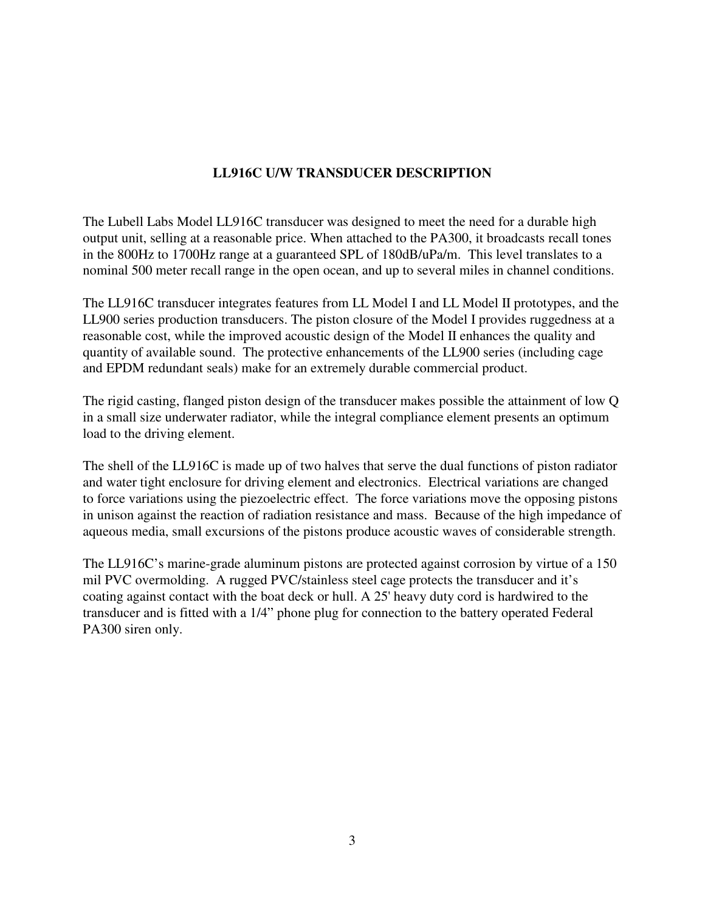# LL916C U/W TRANSDUCER DESCRIPTION

The Lubell Labs Model LL916C transducer was designed to meet the need for a durable high output unit, selling at a reasonable price. When attached to the PA300, it broadcasts recall tones in the 800Hz to 1700Hz range at a guaranteed SPL of 180dB/uPa/m. This level translates to a nominal 500 meter recall range in the open ocean, and up to several miles in channel conditions.

The LL916C transducer integrates features from LL Model I and LL Model II prototypes, and the LL900 series production transducers. The piston closure of the Model I provides ruggedness at a reasonable cost, while the improved acoustic design of the Model II enhances the quality and quantity of available sound. The protective enhancements of the LL900 series (including cage and EPDM redundant seals) make for an extremely durable commercial product.

The rigid casting, flanged piston design of the transducer makes possible the attainment of low Q in a small size underwater radiator, while the integral compliance element presents an optimum load to the driving element.

The shell of the LL916C is made up of two halves that serve the dual functions of piston radiator and water tight enclosure for driving element and electronics. Electrical variations are changed to force variations using the piezoelectric effect. The force variations move the opposing pistons in unison against the reaction of radiation resistance and mass. Because of the high impedance of aqueous media, small excursions of the pistons produce acoustic waves of considerable strength.

The LL916C's marine-grade aluminum pistons are protected against corrosion by virtue of a 150 mil PVC overmolding. A rugged PVC/stainless steel cage protects the transducer and it's coating against contact with the boat deck or hull. A 25' heavy duty cord is hardwired to the transducer and is fitted with a 1/4" phone plug for connection to the battery operated Federal PA300 siren only.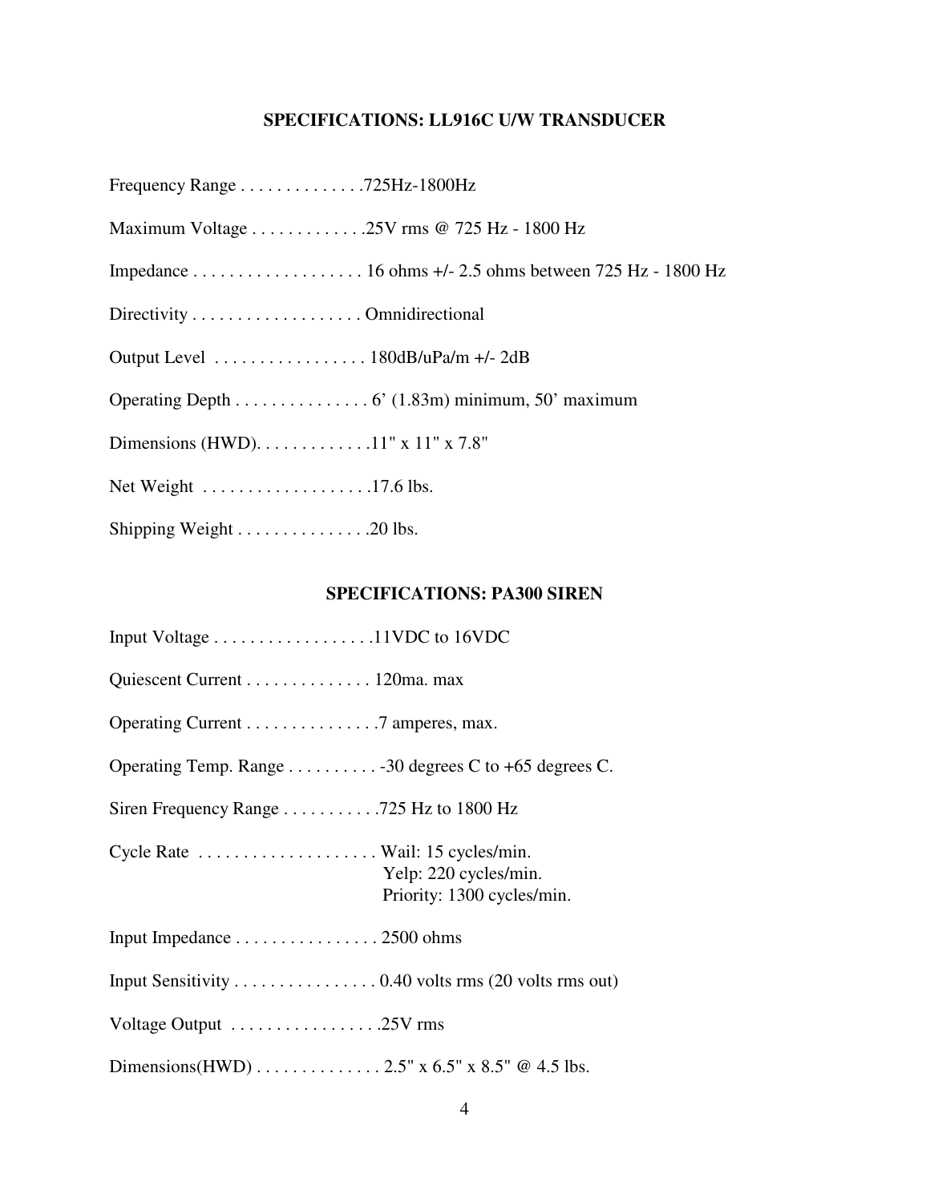## SPECIFICATIONS: LL916C U/W TRANSDUCER

Frequency Range . . . . . . . . . . . . . .725Hz-1800Hz

Maximum Voltage . . . . . . . . . . . . .25V rms @ 725 Hz - 1800 Hz

Impedance . . . . . . . . . . . . . . . . . . . 16 ohms +/- 2.5 ohms between 725 Hz - 1800 Hz

Directivity . . . . . . . . . . . . . . . . . . . Omnidirectional

Output Level . . . . . . . . . . . . . . . . . 180dB/uPa/m +/- 2dB

Operating Depth . . . . . . . . . . . . . . . 6' (1.83m) minimum, 50' maximum

Dimensions (HWD). . . . . . . . . . . . .11" x 11" x 7.8"

Net Weight . . . . . . . . . . . . . . . . . . .17.6 lbs.

Shipping Weight . . . . . . . . . . . . . . .20 lbs.

## SPECIFICATIONS: PA300 SIREN

Input Voltage . . . . . . . . . . . . . . . . . .11VDC to 16VDC

Quiescent Current . . . . . . . . . . . . . . 120ma. max

Operating Current . . . . . . . . . . . . . . .7 amperes, max.

Operating Temp. Range . . . . . . . . . . -30 degrees C to +65 degrees C.

Siren Frequency Range . . . . . . . . . . .725 Hz to 1800 Hz

Cycle Rate . . . . . . . . . . . . . . . . . . . . Wail: 15 cycles/min.
Yelp: 220 cycles/min.
Priority: 1300 cycles/min.

Input Impedance . . . . . . . . . . . . . . . . 2500 ohms

Input Sensitivity . . . . . . . . . . . . . . . . 0.40 volts rms (20 volts rms out)

Voltage Output . . . . . . . . . . . . . . . . .25V rms

Dimensions(HWD) . . . . . . . . . . . . . . 2.5" x 6.5" x 8.5" @ 4.5 lbs.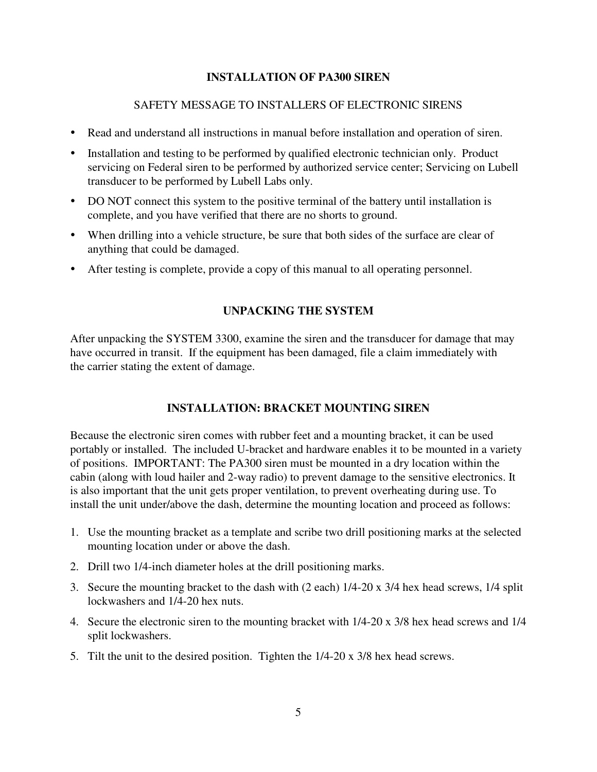## INSTALLATION OF PA300 SIREN

SAFETY MESSAGE TO INSTALLERS OF ELECTRONIC SIRENS

- Read and understand all instructions in manual before installation and operation of siren.
- Installation and testing to be performed by qualified electronic technician only. Product servicing on Federal siren to be performed by authorized service center; Servicing on Lubell transducer to be performed by Lubell Labs only.
- DO NOT connect this system to the positive terminal of the battery until installation is complete, and you have verified that there are no shorts to ground.
- When drilling into a vehicle structure, be sure that both sides of the surface are clear of anything that could be damaged.
- After testing is complete, provide a copy of this manual to all operating personnel.

## UNPACKING THE SYSTEM

After unpacking the SYSTEM 3300, examine the siren and the transducer for damage that may have occurred in transit. If the equipment has been damaged, file a claim immediately with the carrier stating the extent of damage.

## INSTALLATION: BRACKET MOUNTING SIREN

Because the electronic siren comes with rubber feet and a mounting bracket, it can be used portably or installed. The included U-bracket and hardware enables it to be mounted in a variety of positions. IMPORTANT: The PA300 siren must be mounted in a dry location within the cabin (along with loud hailer and 2-way radio) to prevent damage to the sensitive electronics. It is also important that the unit gets proper ventilation, to prevent overheating during use. To install the unit under/above the dash, determine the mounting location and proceed as follows:

1. Use the mounting bracket as a template and scribe two drill positioning marks at the selected mounting location under or above the dash.
2. Drill two 1/4-inch diameter holes at the drill positioning marks.
3. Secure the mounting bracket to the dash with (2 each) 1/4-20 x 3/4 hex head screws, 1/4 split lockwashers and 1/4-20 hex nuts.
4. Secure the electronic siren to the mounting bracket with 1/4-20 x 3/8 hex head screws and 1/4 split lockwashers.
5. Tilt the unit to the desired position. Tighten the 1/4-20 x 3/8 hex head screws.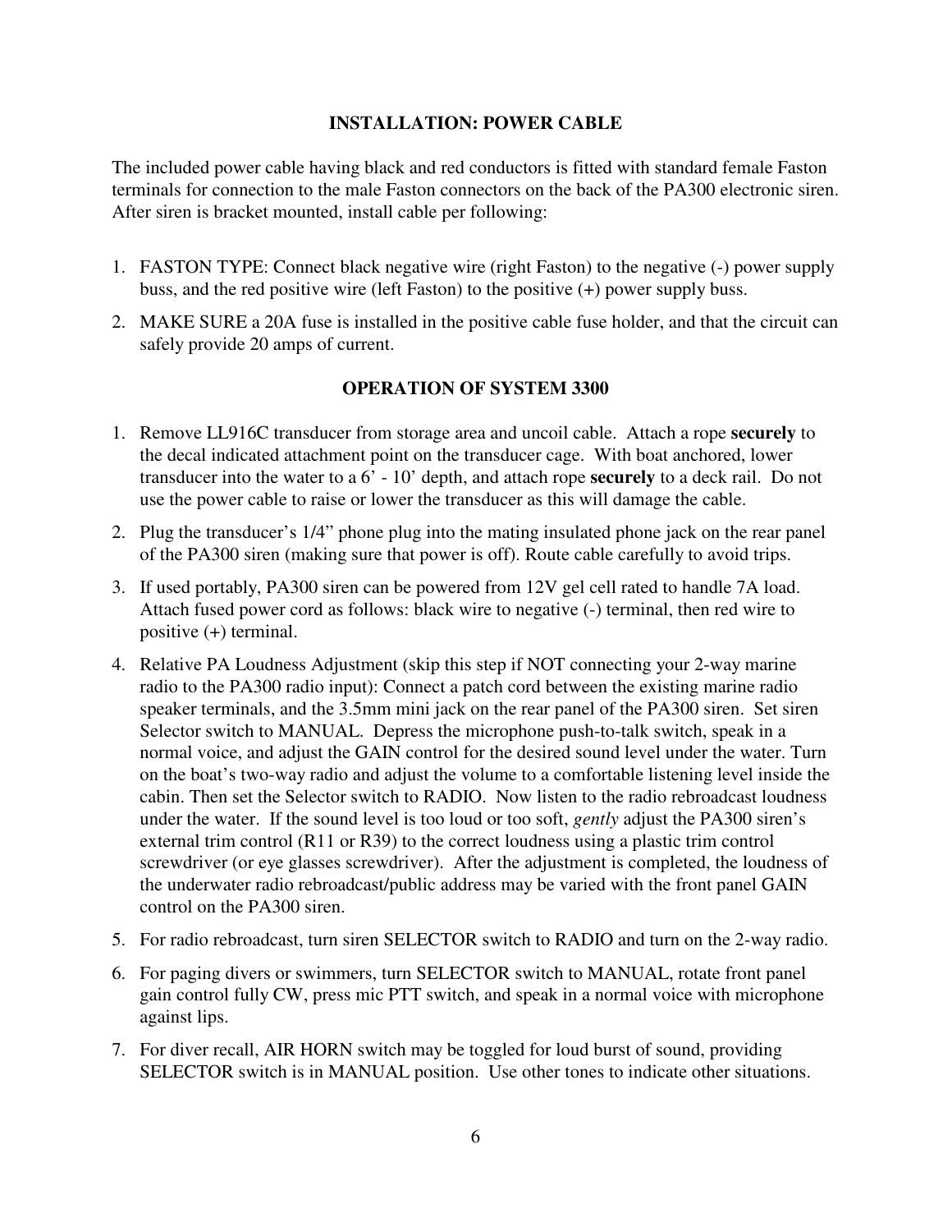## INSTALLATION: POWER CABLE

The included power cable having black and red conductors is fitted with standard female Faston terminals for connection to the male Faston connectors on the back of the PA300 electronic siren. After siren is bracket mounted, install cable per following:

1. FASTON TYPE: Connect black negative wire (right Faston) to the negative (-) power supply buss, and the red positive wire (left Faston) to the positive (+) power supply buss.
2. MAKE SURE a 20A fuse is installed in the positive cable fuse holder, and that the circuit can safely provide 20 amps of current.

## OPERATION OF SYSTEM 3300

1. Remove LL916C transducer from storage area and uncoil cable. Attach a rope **securely** to the decal indicated attachment point on the transducer cage. With boat anchored, lower transducer into the water to a 6' - 10' depth, and attach rope **securely** to a deck rail. Do not use the power cable to raise or lower the transducer as this will damage the cable.
2. Plug the transducer's 1/4" phone plug into the mating insulated phone jack on the rear panel of the PA300 siren (making sure that power is off). Route cable carefully to avoid trips.
3. If used portably, PA300 siren can be powered from 12V gel cell rated to handle 7A load. Attach fused power cord as follows: black wire to negative (-) terminal, then red wire to positive (+) terminal.
4. Relative PA Loudness Adjustment (skip this step if NOT connecting your 2-way marine radio to the PA300 radio input): Connect a patch cord between the existing marine radio speaker terminals, and the 3.5mm mini jack on the rear panel of the PA300 siren. Set siren Selector switch to MANUAL. Depress the microphone push-to-talk switch, speak in a normal voice, and adjust the GAIN control for the desired sound level under the water. Turn on the boat's two-way radio and adjust the volume to a comfortable listening level inside the cabin. Then set the Selector switch to RADIO. Now listen to the radio rebroadcast loudness under the water. If the sound level is too loud or too soft, *gently* adjust the PA300 siren's external trim control (R11 or R39) to the correct loudness using a plastic trim control screwdriver (or eye glasses screwdriver). After the adjustment is completed, the loudness of the underwater radio rebroadcast/public address may be varied with the front panel GAIN control on the PA300 siren.
5. For radio rebroadcast, turn siren SELECTOR switch to RADIO and turn on the 2-way radio.
6. For paging divers or swimmers, turn SELECTOR switch to MANUAL, rotate front panel gain control fully CW, press mic PTT switch, and speak in a normal voice with microphone against lips.
7. For diver recall, AIR HORN switch may be toggled for loud burst of sound, providing SELECTOR switch is in MANUAL position. Use other tones to indicate other situations.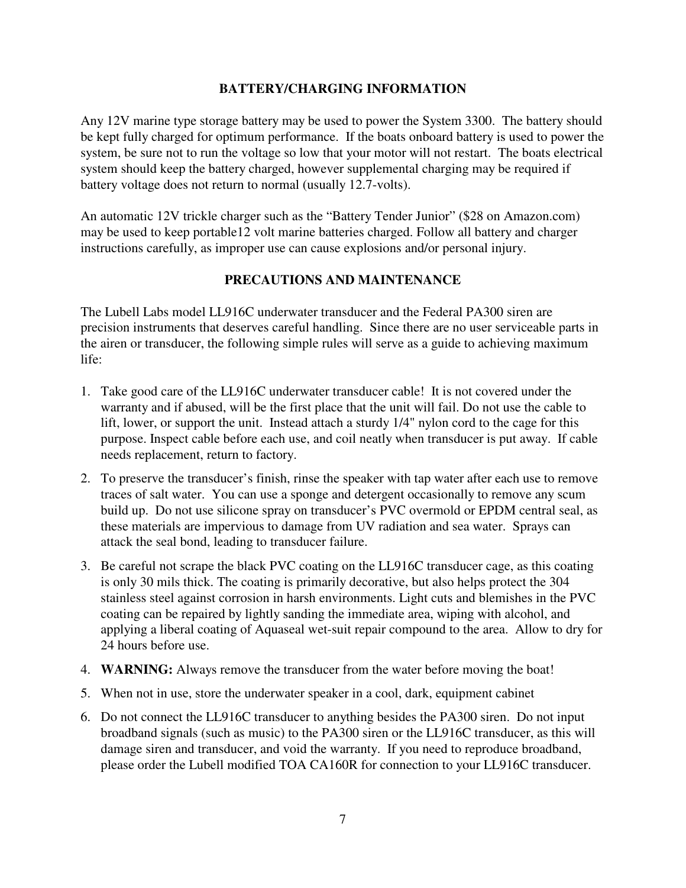## BATTERY/CHARGING INFORMATION

Any 12V marine type storage battery may be used to power the System 3300. The battery should be kept fully charged for optimum performance. If the boats onboard battery is used to power the system, be sure not to run the voltage so low that your motor will not restart. The boats electrical system should keep the battery charged, however supplemental charging may be required if battery voltage does not return to normal (usually 12.7-volts).

An automatic 12V trickle charger such as the "Battery Tender Junior" ($28 on Amazon.com) may be used to keep portable12 volt marine batteries charged. Follow all battery and charger instructions carefully, as improper use can cause explosions and/or personal injury.

## PRECAUTIONS AND MAINTENANCE

The Lubell Labs model LL916C underwater transducer and the Federal PA300 siren are precision instruments that deserves careful handling. Since there are no user serviceable parts in the airen or transducer, the following simple rules will serve as a guide to achieving maximum life:

1. Take good care of the LL916C underwater transducer cable! It is not covered under the warranty and if abused, will be the first place that the unit will fail. Do not use the cable to lift, lower, or support the unit. Instead attach a sturdy 1/4" nylon cord to the cage for this purpose. Inspect cable before each use, and coil neatly when transducer is put away. If cable needs replacement, return to factory.
2. To preserve the transducer's finish, rinse the speaker with tap water after each use to remove traces of salt water. You can use a sponge and detergent occasionally to remove any scum build up. Do not use silicone spray on transducer's PVC overmold or EPDM central seal, as these materials are impervious to damage from UV radiation and sea water. Sprays can attack the seal bond, leading to transducer failure.
3. Be careful not scrape the black PVC coating on the LL916C transducer cage, as this coating is only 30 mils thick. The coating is primarily decorative, but also helps protect the 304 stainless steel against corrosion in harsh environments. Light cuts and blemishes in the PVC coating can be repaired by lightly sanding the immediate area, wiping with alcohol, and applying a liberal coating of Aquaseal wet-suit repair compound to the area. Allow to dry for 24 hours before use.
4. **WARNING:** Always remove the transducer from the water before moving the boat!
5. When not in use, store the underwater speaker in a cool, dark, equipment cabinet
6. Do not connect the LL916C transducer to anything besides the PA300 siren. Do not input broadband signals (such as music) to the PA300 siren or the LL916C transducer, as this will damage siren and transducer, and void the warranty. If you need to reproduce broadband, please order the Lubell modified TOA CA160R for connection to your LL916C transducer.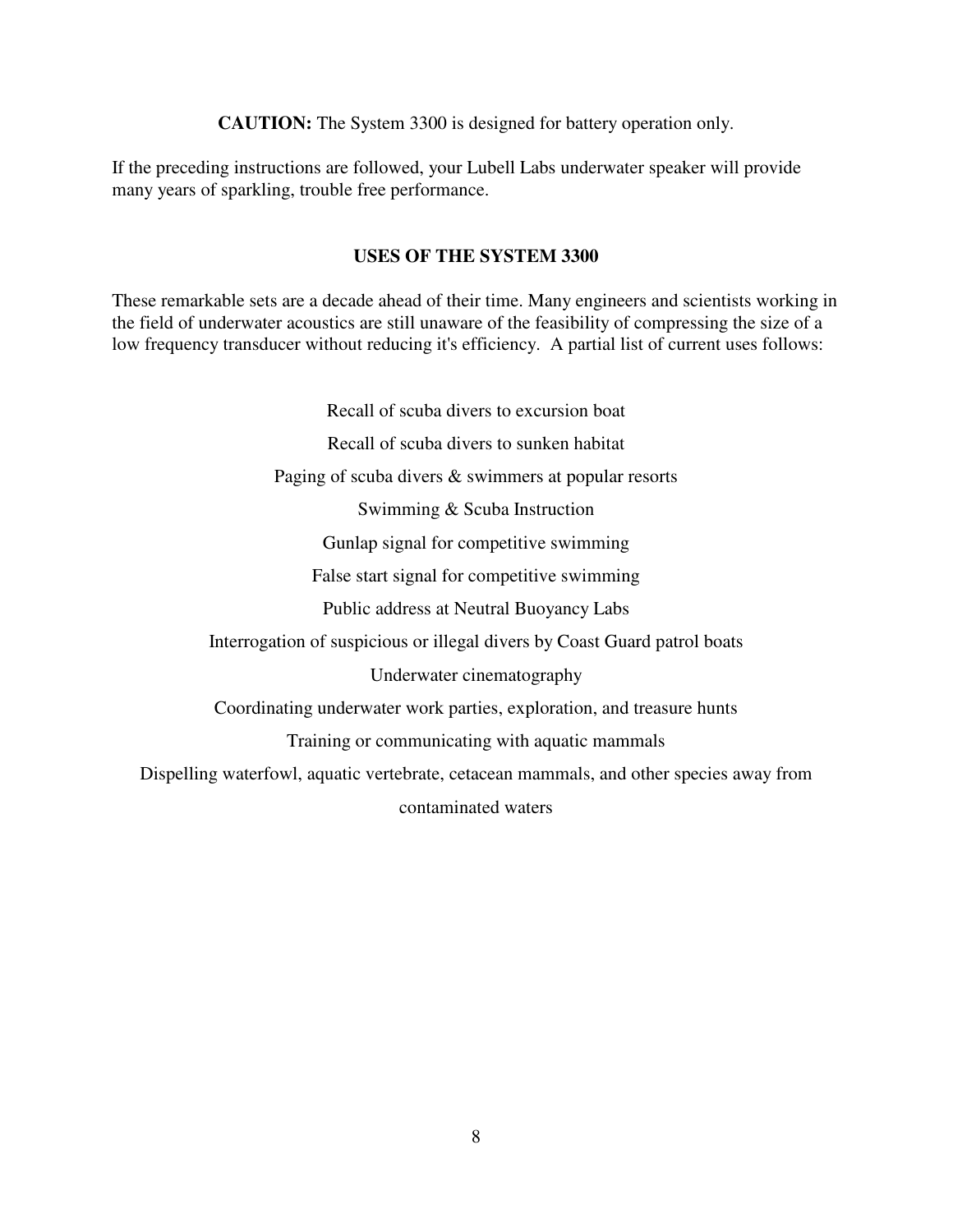**CAUTION:** The System 3300 is designed for battery operation only.

If the preceding instructions are followed, your Lubell Labs underwater speaker will provide many years of sparkling, trouble free performance.

## USES OF THE SYSTEM 3300

These remarkable sets are a decade ahead of their time. Many engineers and scientists working in the field of underwater acoustics are still unaware of the feasibility of compressing the size of a low frequency transducer without reducing it's efficiency. A partial list of current uses follows:

Recall of scuba divers to excursion boat

Recall of scuba divers to sunken habitat

Paging of scuba divers & swimmers at popular resorts

Swimming & Scuba Instruction

Gunlap signal for competitive swimming

False start signal for competitive swimming

Public address at Neutral Buoyancy Labs

Interrogation of suspicious or illegal divers by Coast Guard patrol boats

Underwater cinematography

Coordinating underwater work parties, exploration, and treasure hunts

Training or communicating with aquatic mammals

Dispelling waterfowl, aquatic vertebrate, cetacean mammals, and other species away from contaminated waters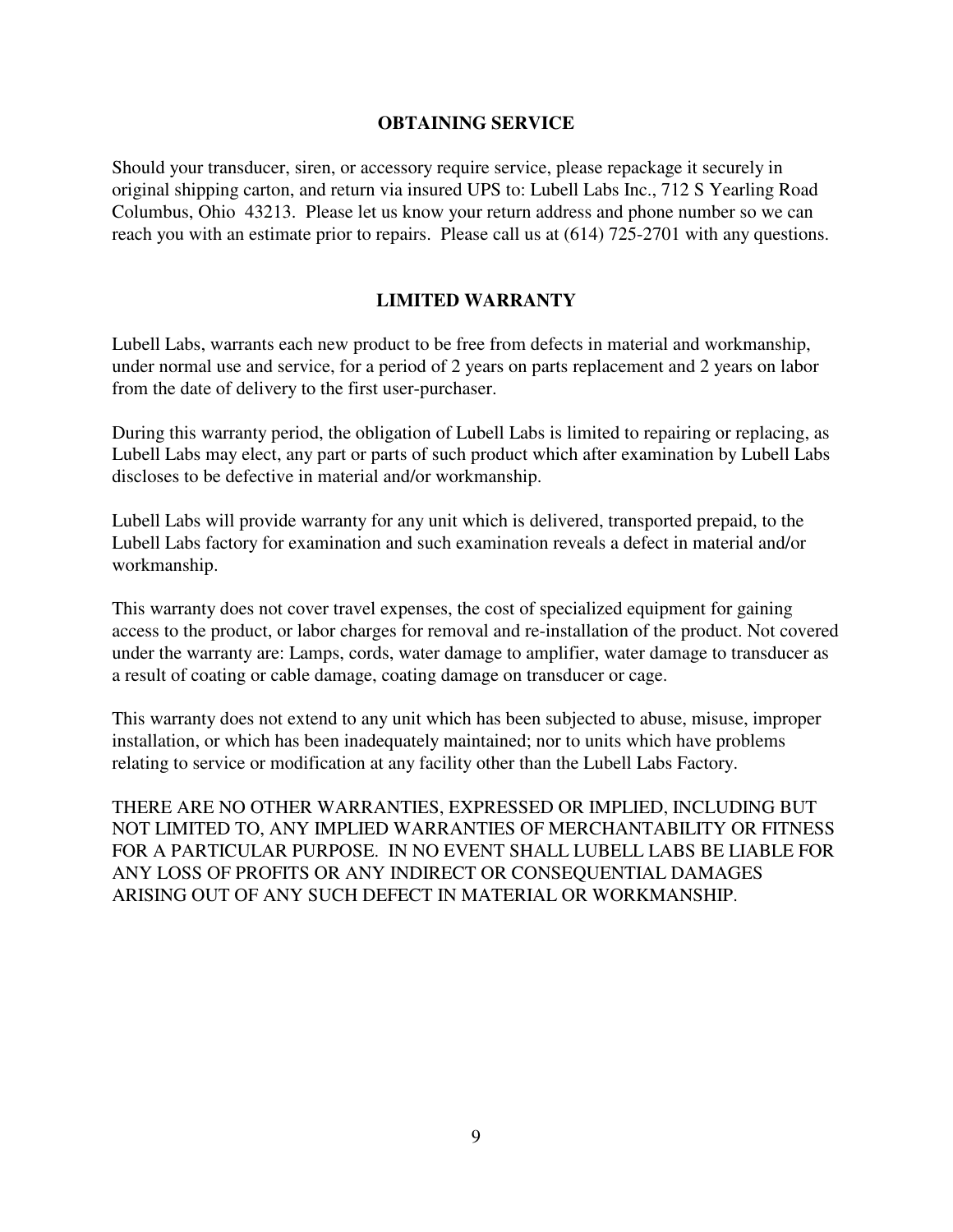## OBTAINING SERVICE

Should your transducer, siren, or accessory require service, please repackage it securely in original shipping carton, and return via insured UPS to: Lubell Labs Inc., 712 S Yearling Road Columbus, Ohio  43213.  Please let us know your return address and phone number so we can reach you with an estimate prior to repairs.  Please call us at (614) 725-2701 with any questions.

## LIMITED WARRANTY

Lubell Labs, warrants each new product to be free from defects in material and workmanship, under normal use and service, for a period of 2 years on parts replacement and 2 years on labor from the date of delivery to the first user-purchaser.

During this warranty period, the obligation of Lubell Labs is limited to repairing or replacing, as Lubell Labs may elect, any part or parts of such product which after examination by Lubell Labs discloses to be defective in material and/or workmanship.

Lubell Labs will provide warranty for any unit which is delivered, transported prepaid, to the Lubell Labs factory for examination and such examination reveals a defect in material and/or workmanship.

This warranty does not cover travel expenses, the cost of specialized equipment for gaining access to the product, or labor charges for removal and re-installation of the product. Not covered under the warranty are: Lamps, cords, water damage to amplifier, water damage to transducer as a result of coating or cable damage, coating damage on transducer or cage.

This warranty does not extend to any unit which has been subjected to abuse, misuse, improper installation, or which has been inadequately maintained; nor to units which have problems relating to service or modification at any facility other than the Lubell Labs Factory.

THERE ARE NO OTHER WARRANTIES, EXPRESSED OR IMPLIED, INCLUDING BUT NOT LIMITED TO, ANY IMPLIED WARRANTIES OF MERCHANTABILITY OR FITNESS FOR A PARTICULAR PURPOSE.  IN NO EVENT SHALL LUBELL LABS BE LIABLE FOR ANY LOSS OF PROFITS OR ANY INDIRECT OR CONSEQUENTIAL DAMAGES ARISING OUT OF ANY SUCH DEFECT IN MATERIAL OR WORKMANSHIP.